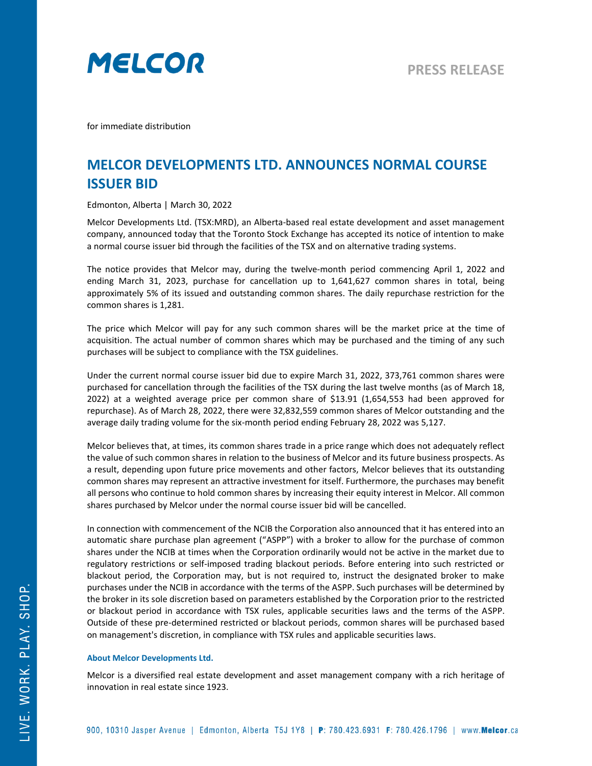# MELCOR

**PRESS RELEASE**

for immediate distribution

## MELCOR DEVELOPMENTS LTD. ANNOUNCES NORMAL COURSE ISSUER BID

Edmonton, Alberta | March 30, 2022

Melcor Developments Ltd. (TSX:MRD), an Alberta-based real estate development and asset management company, announced today that the Toronto Stock Exchange has accepted its notice of intention to make a normal course issuer bid through the facilities of the TSX and on alternative trading systems.

The notice provides that Melcor may, during the twelve-month period commencing April 1, 2022 and ending March 31, 2023, purchase for cancellation up to 1,641,627 common shares in total, being approximately 5% of its issued and outstanding common shares. The daily repurchase restriction for the common shares is 1,281.

The price which Melcor will pay for any such common shares will be the market price at the time of acquisition. The actual number of common shares which may be purchased and the timing of any such purchases will be subject to compliance with the TSX guidelines.

Under the current normal course issuer bid due to expire March 31, 2022, 373,761 common shares were purchased for cancellation through the facilities of the TSX during the last twelve months (as of March 18, 2022) at a weighted average price per common share of $13.91 (1,654,553 had been approved for repurchase). As of March 28, 2022, there were 32,832,559 common shares of Melcor outstanding and the average daily trading volume for the six-month period ending February 28, 2022 was 5,127.

Melcor believes that, at times, its common shares trade in a price range which does not adequately reflect the value of such common shares in relation to the business of Melcor and its future business prospects. As a result, depending upon future price movements and other factors, Melcor believes that its outstanding common shares may represent an attractive investment for itself. Furthermore, the purchases may benefit all persons who continue to hold common shares by increasing their equity interest in Melcor. All common shares purchased by Melcor under the normal course issuer bid will be cancelled.

In connection with commencement of the NCIB the Corporation also announced that it has entered into an automatic share purchase plan agreement ("ASPP") with a broker to allow for the purchase of common shares under the NCIB at times when the Corporation ordinarily would not be active in the market due to regulatory restrictions or self-imposed trading blackout periods. Before entering into such restricted or blackout period, the Corporation may, but is not required to, instruct the designated broker to make purchases under the NCIB in accordance with the terms of the ASPP. Such purchases will be determined by the broker in its sole discretion based on parameters established by the Corporation prior to the restricted or blackout period in accordance with TSX rules, applicable securities laws and the terms of the ASPP. Outside of these pre-determined restricted or blackout periods, common shares will be purchased based on management's discretion, in compliance with TSX rules and applicable securities laws.

#### About Melcor Developments Ltd.

Melcor is a diversified real estate development and asset management company with a rich heritage of innovation in real estate since 1923.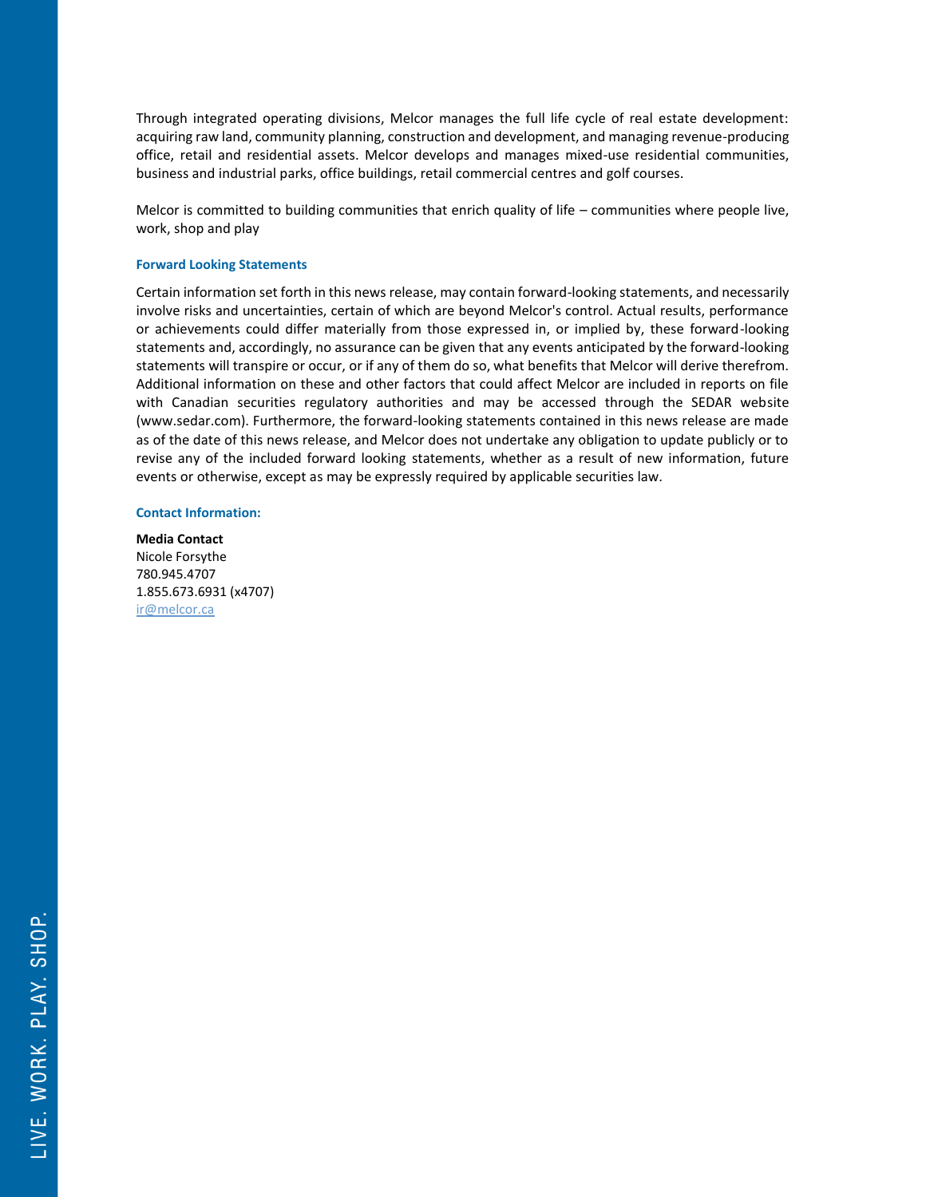Through integrated operating divisions, Melcor manages the full life cycle of real estate development: acquiring raw land, community planning, construction and development, and managing revenue-producing office, retail and residential assets. Melcor develops and manages mixed-use residential communities, business and industrial parks, office buildings, retail commercial centres and golf courses.

Melcor is committed to building communities that enrich quality of life – communities where people live, work, shop and play

### Forward Looking Statements

Certain information set forth in this news release, may contain forward-looking statements, and necessarily involve risks and uncertainties, certain of which are beyond Melcor's control. Actual results, performance or achievements could differ materially from those expressed in, or implied by, these forward-looking statements and, accordingly, no assurance can be given that any events anticipated by the forward-looking statements will transpire or occur, or if any of them do so, what benefits that Melcor will derive therefrom. Additional information on these and other factors that could affect Melcor are included in reports on file with Canadian securities regulatory authorities and may be accessed through the SEDAR website (www.sedar.com). Furthermore, the forward-looking statements contained in this news release are made as of the date of this news release, and Melcor does not undertake any obligation to update publicly or to revise any of the included forward looking statements, whether as a result of new information, future events or otherwise, except as may be expressly required by applicable securities law.

### Contact Information:

**Media Contact**
Nicole Forsythe
780.945.4707
1.855.673.6931 (x4707)
ir@melcor.ca

LIVE. WORK. PLAY. SHOP.